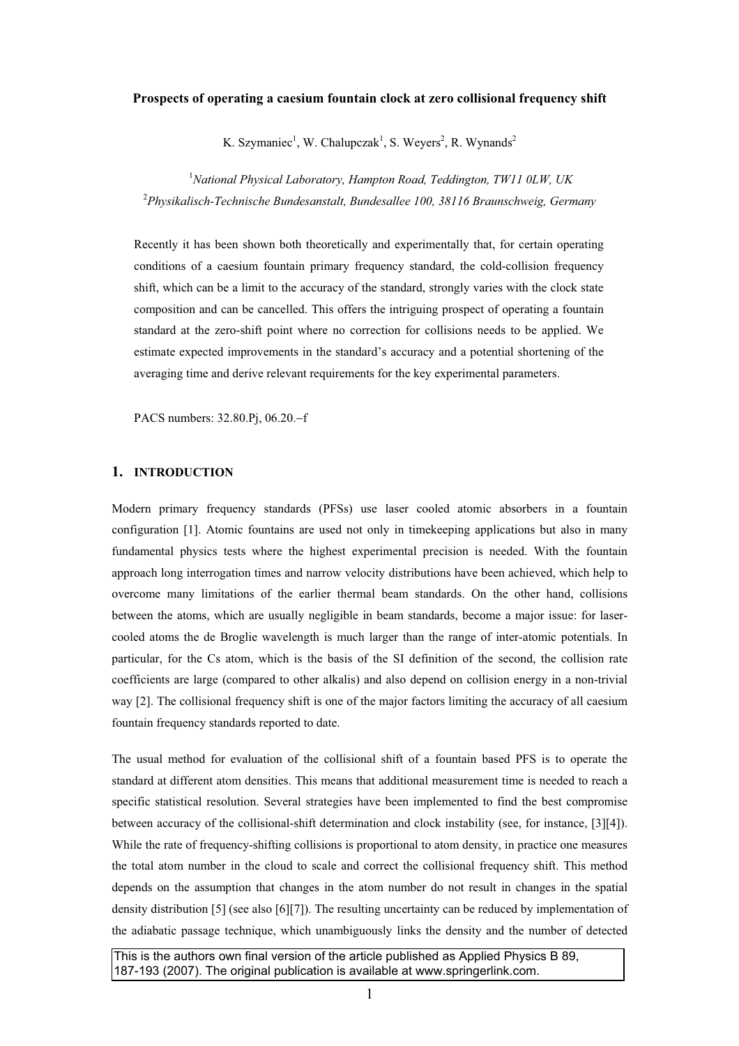# Prospects of operating a caesium fountain clock at zero collisional frequency shift

K. Szymaniec[1], W. Chalupczak[1], S. Weyers[2], R. Wynands[2]

[1]*National Physical Laboratory, Hampton Road, Teddington, TW11 0LW, UK*

[2]*Physikalisch-Technische Bundesanstalt, Bundesallee 100, 38116 Braunschweig, Germany*

Recently it has been shown both theoretically and experimentally that, for certain operating conditions of a caesium fountain primary frequency standard, the cold-collision frequency shift, which can be a limit to the accuracy of the standard, strongly varies with the clock state composition and can be cancelled. This offers the intriguing prospect of operating a fountain standard at the zero-shift point where no correction for collisions needs to be applied. We estimate expected improvements in the standard's accuracy and a potential shortening of the averaging time and derive relevant requirements for the key experimental parameters.

PACS numbers: 32.80.Pj, 06.20.–f

## 1. INTRODUCTION

Modern primary frequency standards (PFSs) use laser cooled atomic absorbers in a fountain configuration [1]. Atomic fountains are used not only in timekeeping applications but also in many fundamental physics tests where the highest experimental precision is needed. With the fountain approach long interrogation times and narrow velocity distributions have been achieved, which help to overcome many limitations of the earlier thermal beam standards. On the other hand, collisions between the atoms, which are usually negligible in beam standards, become a major issue: for laser-cooled atoms the de Broglie wavelength is much larger than the range of inter-atomic potentials. In particular, for the Cs atom, which is the basis of the SI definition of the second, the collision rate coefficients are large (compared to other alkalis) and also depend on collision energy in a non-trivial way [2]. The collisional frequency shift is one of the major factors limiting the accuracy of all caesium fountain frequency standards reported to date.

The usual method for evaluation of the collisional shift of a fountain based PFS is to operate the standard at different atom densities. This means that additional measurement time is needed to reach a specific statistical resolution. Several strategies have been implemented to find the best compromise between accuracy of the collisional-shift determination and clock instability (see, for instance, [3][4]). While the rate of frequency-shifting collisions is proportional to atom density, in practice one measures the total atom number in the cloud to scale and correct the collisional frequency shift. This method depends on the assumption that changes in the atom number do not result in changes in the spatial density distribution [5] (see also [6][7]). The resulting uncertainty can be reduced by implementation of the adiabatic passage technique, which unambiguously links the density and the number of detected

This is the authors own final version of the article published as Applied Physics B 89, 187-193 (2007). The original publication is available at www.springerlink.com.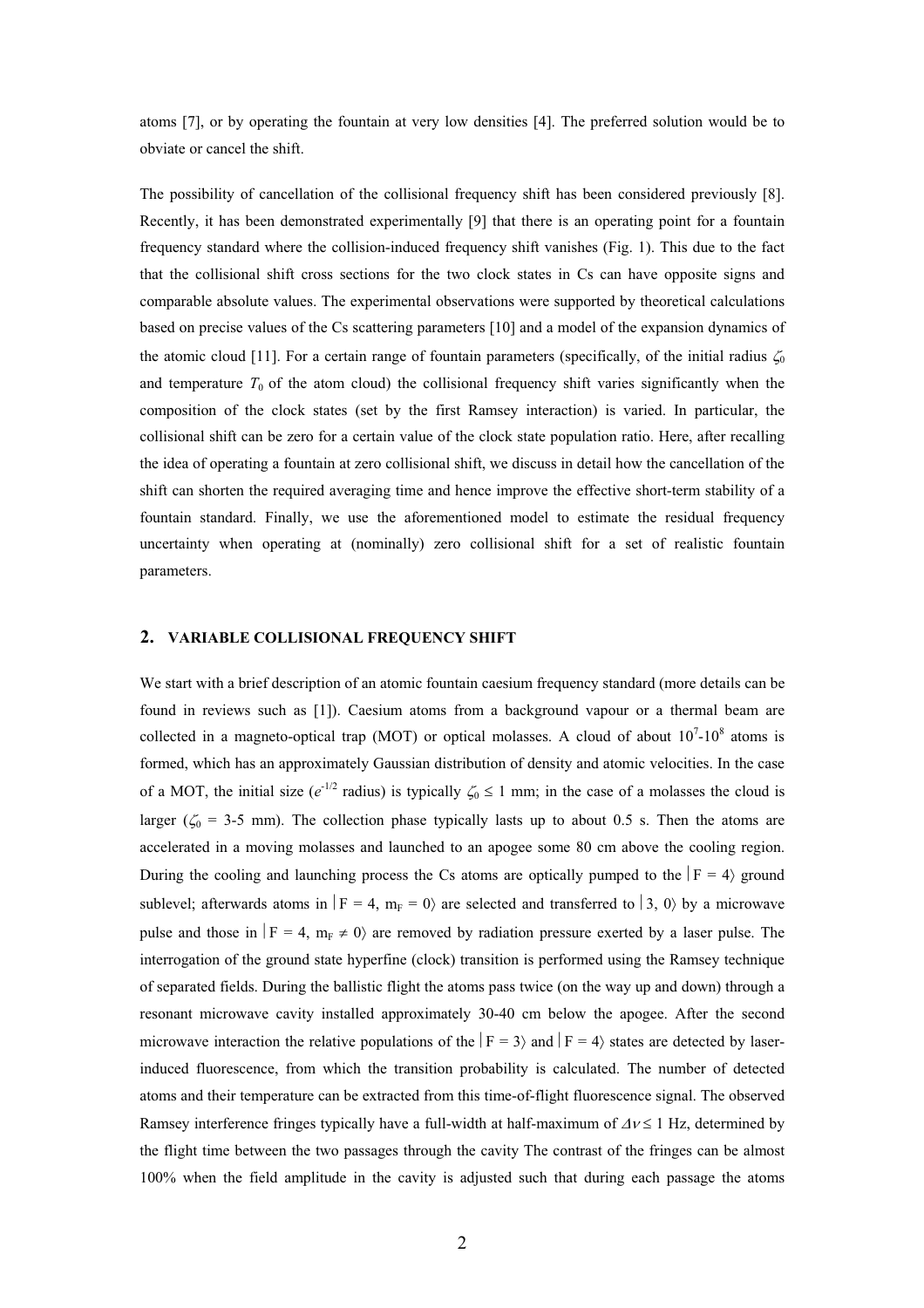atoms [7], or by operating the fountain at very low densities [4]. The preferred solution would be to obviate or cancel the shift.

The possibility of cancellation of the collisional frequency shift has been considered previously [8]. Recently, it has been demonstrated experimentally [9] that there is an operating point for a fountain frequency standard where the collision-induced frequency shift vanishes (Fig. 1). This due to the fact that the collisional shift cross sections for the two clock states in Cs can have opposite signs and comparable absolute values. The experimental observations were supported by theoretical calculations based on precise values of the Cs scattering parameters [10] and a model of the expansion dynamics of the atomic cloud [11]. For a certain range of fountain parameters (specifically, of the initial radius $\zeta_0$ and temperature $T_0$ of the atom cloud) the collisional frequency shift varies significantly when the composition of the clock states (set by the first Ramsey interaction) is varied. In particular, the collisional shift can be zero for a certain value of the clock state population ratio. Here, after recalling the idea of operating a fountain at zero collisional shift, we discuss in detail how the cancellation of the shift can shorten the required averaging time and hence improve the effective short-term stability of a fountain standard. Finally, we use the aforementioned model to estimate the residual frequency uncertainty when operating at (nominally) zero collisional shift for a set of realistic fountain parameters.

## 2. VARIABLE COLLISIONAL FREQUENCY SHIFT

We start with a brief description of an atomic fountain caesium frequency standard (more details can be found in reviews such as [1]). Caesium atoms from a background vapour or a thermal beam are collected in a magneto-optical trap (MOT) or optical molasses. A cloud of about $10^7$-$10^8$ atoms is formed, which has an approximately Gaussian distribution of density and atomic velocities. In the case of a MOT, the initial size ($e^{-1/2}$ radius) is typically $\zeta_0 \leq 1$ mm; in the case of a molasses the cloud is larger ($\zeta_0$ = 3-5 mm). The collection phase typically lasts up to about 0.5 s. Then the atoms are accelerated in a moving molasses and launched to an apogee some 80 cm above the cooling region. During the cooling and launching process the Cs atoms are optically pumped to the $|F = 4\rangle$ ground sublevel; afterwards atoms in $|F = 4, m_F = 0\rangle$ are selected and transferred to $|3, 0\rangle$ by a microwave pulse and those in $|F = 4, m_F \neq 0\rangle$ are removed by radiation pressure exerted by a laser pulse. The interrogation of the ground state hyperfine (clock) transition is performed using the Ramsey technique of separated fields. During the ballistic flight the atoms pass twice (on the way up and down) through a resonant microwave cavity installed approximately 30-40 cm below the apogee. After the second microwave interaction the relative populations of the $|F = 3\rangle$ and $|F = 4\rangle$ states are detected by laser-induced fluorescence, from which the transition probability is calculated. The number of detected atoms and their temperature can be extracted from this time-of-flight fluorescence signal. The observed Ramsey interference fringes typically have a full-width at half-maximum of $\Delta\nu \leq 1$ Hz, determined by the flight time between the two passages through the cavity The contrast of the fringes can be almost 100% when the field amplitude in the cavity is adjusted such that during each passage the atoms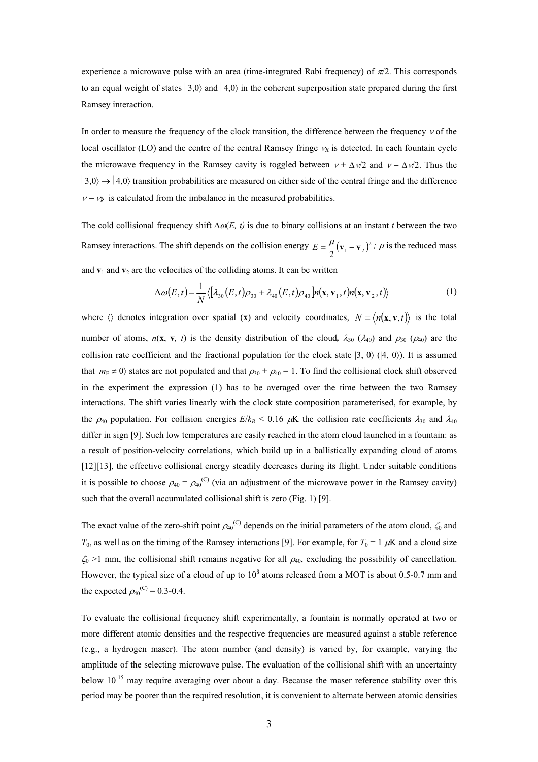experience a microwave pulse with an area (time-integrated Rabi frequency) of $\pi/2$. This corresponds to an equal weight of states $|3,0\rangle$ and $|4,0\rangle$ in the coherent superposition state prepared during the first Ramsey interaction.

In order to measure the frequency of the clock transition, the difference between the frequency $\nu$ of the local oscillator (LO) and the centre of the central Ramsey fringe $\nu_R$ is detected. In each fountain cycle the microwave frequency in the Ramsey cavity is toggled between $\nu + \Delta\nu/2$ and $\nu - \Delta\nu/2$. Thus the $|3,0\rangle \rightarrow |4,0\rangle$ transition probabilities are measured on either side of the central fringe and the difference $\nu - \nu_R$ is calculated from the imbalance in the measured probabilities.

The cold collisional frequency shift $\Delta\omega(E, t)$ is due to binary collisions at an instant $t$ between the two Ramsey interactions. The shift depends on the collision energy $E = \frac{\mu}{2}(\mathbf{v}_1 - \mathbf{v}_2)^2$ ; $\mu$ is the reduced mass and $\mathbf{v}_1$ and $\mathbf{v}_2$ are the velocities of the colliding atoms. It can be written

$$\Delta\omega(E,t) = \frac{1}{N}\left\langle\left[\lambda_{30}(E,t)\rho_{30} + \lambda_{40}(E,t)\rho_{40}\right]n(\mathbf{x},\mathbf{v}_1,t)n(\mathbf{x},\mathbf{v}_2,t)\right\rangle \tag{1}$$

where $\langle\rangle$ denotes integration over spatial ($\mathbf{x}$) and velocity coordinates, $N = \langle n(\mathbf{x},\mathbf{v},t)\rangle$ is the total number of atoms, $n(\mathbf{x}, \mathbf{v}, t)$ is the density distribution of the cloud**,** $\lambda_{30}$ ($\lambda_{40}$) and $\rho_{30}$ ($\rho_{40}$) are the collision rate coefficient and the fractional population for the clock state $|3, 0\rangle$ ($|4, 0\rangle$). It is assumed that $|m_F \neq 0\rangle$ states are not populated and that $\rho_{30} + \rho_{40} = 1$. To find the collisional clock shift observed in the experiment the expression (1) has to be averaged over the time between the two Ramsey interactions. The shift varies linearly with the clock state composition parameterised, for example, by the $\rho_{40}$ population. For collision energies $E/k_B$ < 0.16 $\mu$K the collision rate coefficients $\lambda_{30}$ and $\lambda_{40}$ differ in sign [9]. Such low temperatures are easily reached in the atom cloud launched in a fountain: as a result of position-velocity correlations, which build up in a ballistically expanding cloud of atoms [12][13], the effective collisional energy steadily decreases during its flight. Under suitable conditions it is possible to choose $\rho_{40} = \rho_{40}^{(C)}$ (via an adjustment of the microwave power in the Ramsey cavity) such that the overall accumulated collisional shift is zero (Fig. 1) [9].

The exact value of the zero-shift point $\rho_{40}^{(C)}$ depends on the initial parameters of the atom cloud, $\zeta_0$ and $T_0$, as well as on the timing of the Ramsey interactions [9]. For example, for $T_0$ = 1 $\mu$K and a cloud size $\zeta_0$ >1 mm, the collisional shift remains negative for all $\rho_{40}$, excluding the possibility of cancellation. However, the typical size of a cloud of up to $10^8$ atoms released from a MOT is about 0.5-0.7 mm and the expected $\rho_{40}^{(C)}$ = 0.3-0.4.

To evaluate the collisional frequency shift experimentally, a fountain is normally operated at two or more different atomic densities and the respective frequencies are measured against a stable reference (e.g., a hydrogen maser). The atom number (and density) is varied by, for example, varying the amplitude of the selecting microwave pulse. The evaluation of the collisional shift with an uncertainty below $10^{-15}$ may require averaging over about a day. Because the maser reference stability over this period may be poorer than the required resolution, it is convenient to alternate between atomic densities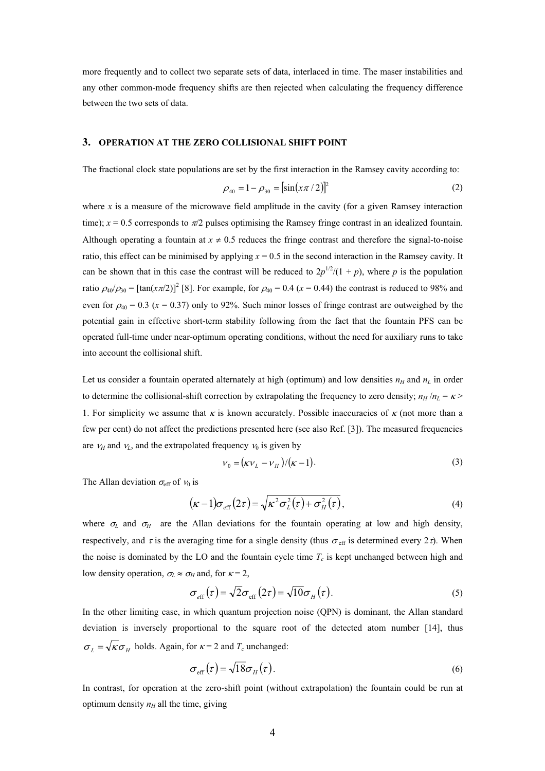more frequently and to collect two separate sets of data, interlaced in time. The maser instabilities and any other common-mode frequency shifts are then rejected when calculating the frequency difference between the two sets of data.

## 3. OPERATION AT THE ZERO COLLISIONAL SHIFT POINT

The fractional clock state populations are set by the first interaction in the Ramsey cavity according to:

$$\rho_{40} = 1 - \rho_{30} = [\sin(x\pi/2)]^2 \tag{2}$$

where $x$ is a measure of the microwave field amplitude in the cavity (for a given Ramsey interaction time); $x = 0.5$ corresponds to $\pi/2$ pulses optimising the Ramsey fringe contrast in an idealized fountain. Although operating a fountain at $x \neq 0.5$ reduces the fringe contrast and therefore the signal-to-noise ratio, this effect can be minimised by applying $x = 0.5$ in the second interaction in the Ramsey cavity. It can be shown that in this case the contrast will be reduced to $2p^{1/2}/(1 + p)$, where $p$ is the population ratio $\rho_{40}/\rho_{30} = [\tan(x\pi/2)]^2$ [8]. For example, for $\rho_{40} = 0.4$ ($x = 0.44$) the contrast is reduced to 98% and even for $\rho_{40} = 0.3$ ($x = 0.37$) only to 92%. Such minor losses of fringe contrast are outweighed by the potential gain in effective short-term stability following from the fact that the fountain PFS can be operated full-time under near-optimum operating conditions, without the need for auxiliary runs to take into account the collisional shift.

Let us consider a fountain operated alternately at high (optimum) and low densities $n_H$ and $n_L$ in order to determine the collisional-shift correction by extrapolating the frequency to zero density; $n_H/n_L = \kappa > 1$. For simplicity we assume that $\kappa$ is known accurately. Possible inaccuracies of $\kappa$ (not more than a few per cent) do not affect the predictions presented here (see also Ref. [3]). The measured frequencies are $\nu_H$ and $\nu_L$, and the extrapolated frequency $\nu_0$ is given by

$$\nu_0 = (\kappa\nu_L - \nu_H)/(\kappa - 1). \tag{3}$$

The Allan deviation $\sigma_{\text{eff}}$ of $\nu_0$ is

$$(\kappa - 1)\sigma_{\text{eff}}(2\tau) = \sqrt{\kappa^2\sigma_L^2(\tau) + \sigma_H^2(\tau)}, \tag{4}$$

where $\sigma_L$ and $\sigma_H$ are the Allan deviations for the fountain operating at low and high density, respectively, and $\tau$ is the averaging time for a single density (thus $\sigma_{\text{eff}}$ is determined every $2\tau$). When the noise is dominated by the LO and the fountain cycle time $T_c$ is kept unchanged between high and low density operation, $\sigma_L \approx \sigma_H$ and, for $\kappa = 2$,

$$\sigma_{\text{eff}}(\tau) = \sqrt{2}\sigma_{\text{eff}}(2\tau) = \sqrt{10}\sigma_H(\tau). \tag{5}$$

In the other limiting case, in which quantum projection noise (QPN) is dominant, the Allan standard deviation is inversely proportional to the square root of the detected atom number [14], thus $\sigma_L = \sqrt{\kappa}\sigma_H$ holds. Again, for $\kappa = 2$ and $T_c$ unchanged:

$$\sigma_{\text{eff}}(\tau) = \sqrt{18}\sigma_H(\tau). \tag{6}$$

In contrast, for operation at the zero-shift point (without extrapolation) the fountain could be run at optimum density $n_H$ all the time, giving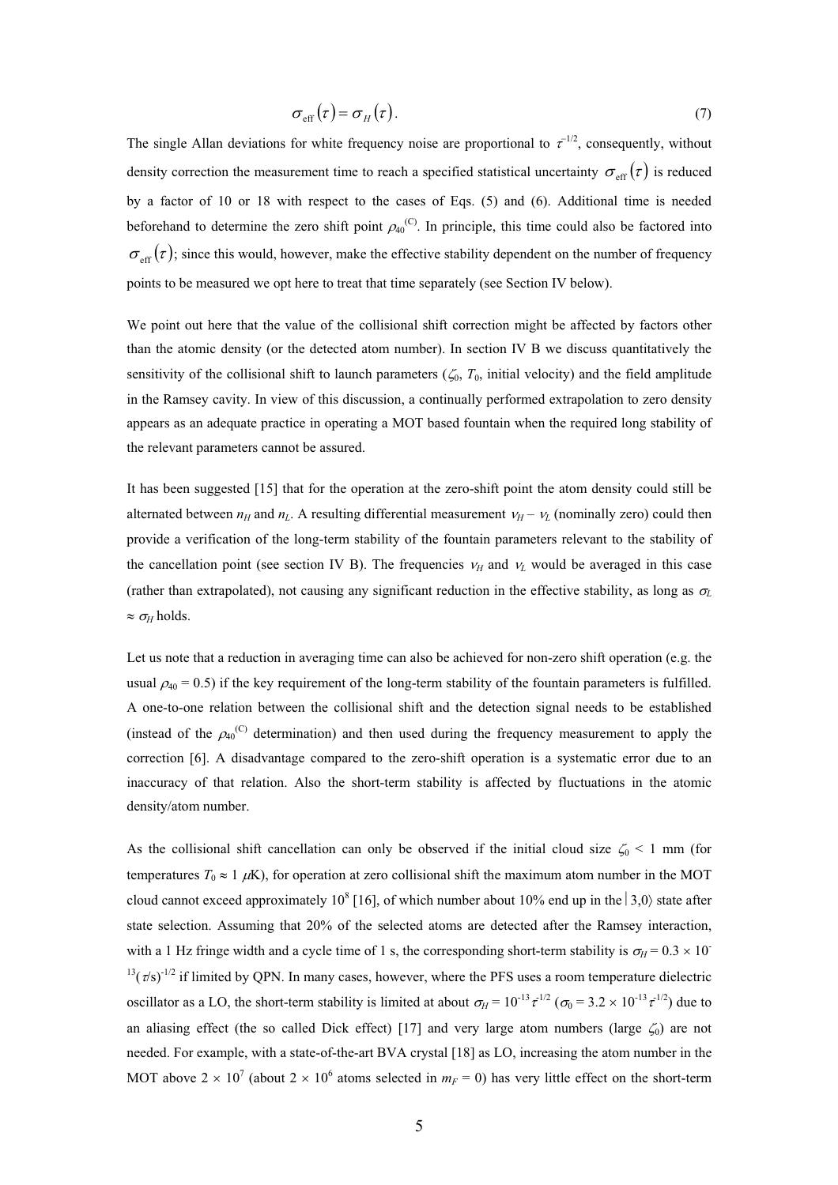$$\sigma_{\text{eff}}(\tau) = \sigma_H(\tau). \tag{7}$$

The single Allan deviations for white frequency noise are proportional to $\tau^{-1/2}$, consequently, without density correction the measurement time to reach a specified statistical uncertainty $\sigma_{\text{eff}}(\tau)$ is reduced by a factor of 10 or 18 with respect to the cases of Eqs. (5) and (6). Additional time is needed beforehand to determine the zero shift point $\rho_{40}^{(C)}$. In principle, this time could also be factored into $\sigma_{\text{eff}}(\tau)$; since this would, however, make the effective stability dependent on the number of frequency points to be measured we opt here to treat that time separately (see Section IV below).

We point out here that the value of the collisional shift correction might be affected by factors other than the atomic density (or the detected atom number). In section IV B we discuss quantitatively the sensitivity of the collisional shift to launch parameters ($\zeta_0$, $T_0$, initial velocity) and the field amplitude in the Ramsey cavity. In view of this discussion, a continually performed extrapolation to zero density appears as an adequate practice in operating a MOT based fountain when the required long stability of the relevant parameters cannot be assured.

It has been suggested [15] that for the operation at the zero-shift point the atom density could still be alternated between $n_H$ and $n_L$. A resulting differential measurement $\nu_H - \nu_L$ (nominally zero) could then provide a verification of the long-term stability of the fountain parameters relevant to the stability of the cancellation point (see section IV B). The frequencies $\nu_H$ and $\nu_L$ would be averaged in this case (rather than extrapolated), not causing any significant reduction in the effective stability, as long as $\sigma_L \approx \sigma_H$ holds.

Let us note that a reduction in averaging time can also be achieved for non-zero shift operation (e.g. the usual $\rho_{40} = 0.5$) if the key requirement of the long-term stability of the fountain parameters is fulfilled. A one-to-one relation between the collisional shift and the detection signal needs to be established (instead of the $\rho_{40}^{(C)}$ determination) and then used during the frequency measurement to apply the correction [6]. A disadvantage compared to the zero-shift operation is a systematic error due to an inaccuracy of that relation. Also the short-term stability is affected by fluctuations in the atomic density/atom number.

As the collisional shift cancellation can only be observed if the initial cloud size $\zeta_0 < 1$ mm (for temperatures $T_0 \approx 1\ \mu$K), for operation at zero collisional shift the maximum atom number in the MOT cloud cannot exceed approximately $10^8$ [16], of which number about 10% end up in the $|3,0\rangle$ state after state selection. Assuming that 20% of the selected atoms are detected after the Ramsey interaction, with a 1 Hz fringe width and a cycle time of 1 s, the corresponding short-term stability is $\sigma_H = 0.3 \times 10^{-13}(\tau/\text{s})^{-1/2}$ if limited by QPN. In many cases, however, where the PFS uses a room temperature dielectric oscillator as a LO, the short-term stability is limited at about $\sigma_H = 10^{-13}\,\tau^{-1/2}$ ($\sigma_0 = 3.2 \times 10^{-13}\,\tau^{-1/2}$) due to an aliasing effect (the so called Dick effect) [17] and very large atom numbers (large $\zeta_0$) are not needed. For example, with a state-of-the-art BVA crystal [18] as LO, increasing the atom number in the MOT above $2 \times 10^7$ (about $2 \times 10^6$ atoms selected in $m_F = 0$) has very little effect on the short-term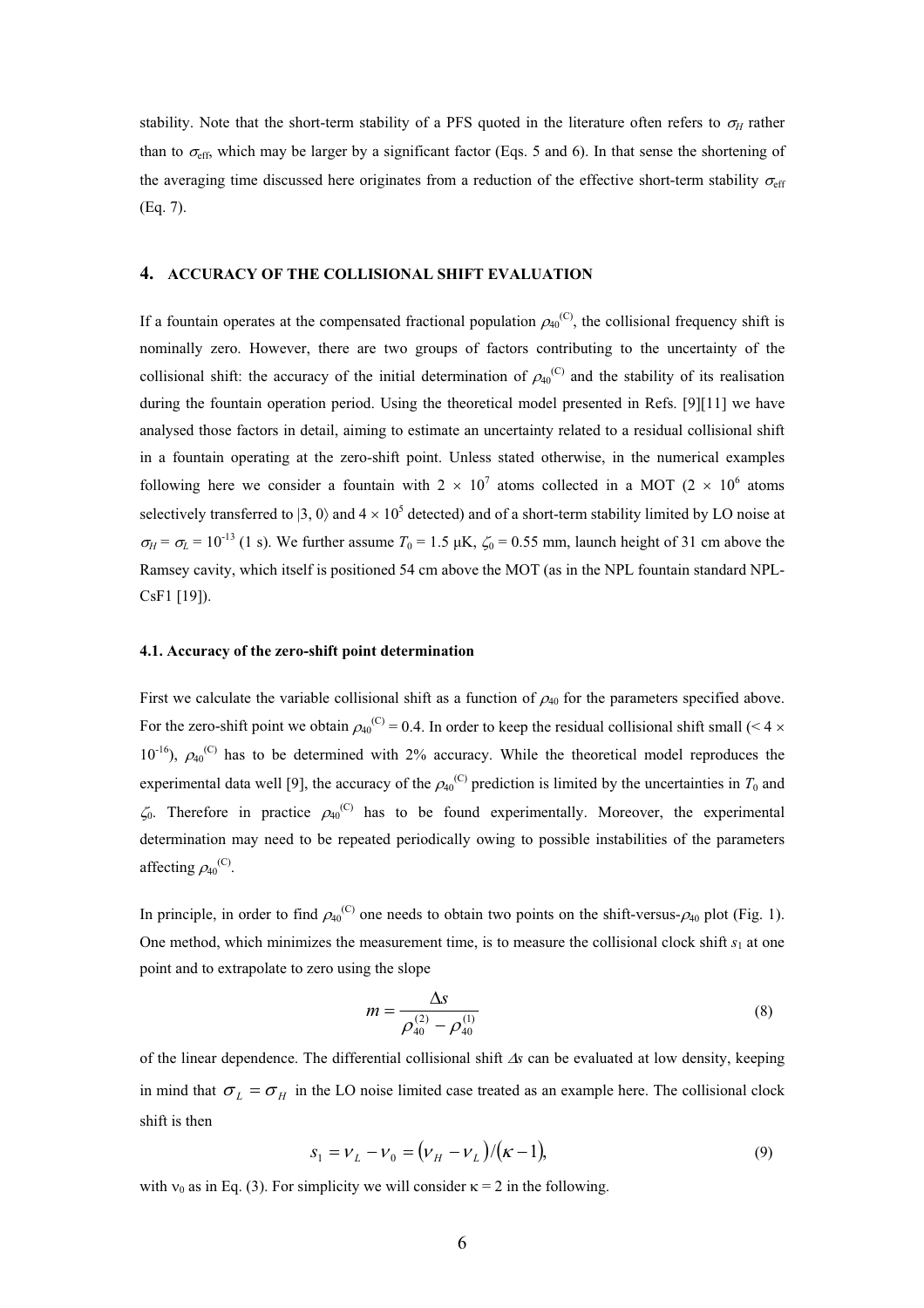stability. Note that the short-term stability of a PFS quoted in the literature often refers to $\sigma_H$ rather than to $\sigma_{\text{eff}}$, which may be larger by a significant factor (Eqs. 5 and 6). In that sense the shortening of the averaging time discussed here originates from a reduction of the effective short-term stability $\sigma_{\text{eff}}$ (Eq. 7).

## 4. ACCURACY OF THE COLLISIONAL SHIFT EVALUATION

If a fountain operates at the compensated fractional population $\rho_{40}^{(C)}$, the collisional frequency shift is nominally zero. However, there are two groups of factors contributing to the uncertainty of the collisional shift: the accuracy of the initial determination of $\rho_{40}^{(C)}$ and the stability of its realisation during the fountain operation period. Using the theoretical model presented in Refs. [9][11] we have analysed those factors in detail, aiming to estimate an uncertainty related to a residual collisional shift in a fountain operating at the zero-shift point. Unless stated otherwise, in the numerical examples following here we consider a fountain with $2 \times 10^7$ atoms collected in a MOT ($2 \times 10^6$ atoms selectively transferred to $|3, 0\rangle$ and $4 \times 10^5$ detected) and of a short-term stability limited by LO noise at $\sigma_H = \sigma_L = 10^{-13}$ (1 s). We further assume $T_0 = 1.5$ μK, $\zeta_0 = 0.55$ mm, launch height of 31 cm above the Ramsey cavity, which itself is positioned 54 cm above the MOT (as in the NPL fountain standard NPL-CsF1 [19]).

### 4.1. Accuracy of the zero-shift point determination

First we calculate the variable collisional shift as a function of $\rho_{40}$ for the parameters specified above. For the zero-shift point we obtain $\rho_{40}^{(C)} = 0.4$. In order to keep the residual collisional shift small ($< 4 \times 10^{-16}$), $\rho_{40}^{(C)}$ has to be determined with 2% accuracy. While the theoretical model reproduces the experimental data well [9], the accuracy of the $\rho_{40}^{(C)}$ prediction is limited by the uncertainties in $T_0$ and $\zeta_0$. Therefore in practice $\rho_{40}^{(C)}$ has to be found experimentally. Moreover, the experimental determination may need to be repeated periodically owing to possible instabilities of the parameters affecting $\rho_{40}^{(C)}$.

In principle, in order to find $\rho_{40}^{(C)}$ one needs to obtain two points on the shift-versus-$\rho_{40}$ plot (Fig. 1). One method, which minimizes the measurement time, is to measure the collisional clock shift $s_1$ at one point and to extrapolate to zero using the slope

$$m = \frac{\Delta s}{\rho_{40}^{(2)} - \rho_{40}^{(1)}} \tag{8}$$

of the linear dependence. The differential collisional shift $\Delta s$ can be evaluated at low density, keeping in mind that $\sigma_L = \sigma_H$ in the LO noise limited case treated as an example here. The collisional clock shift is then

$$s_1 = \nu_L - \nu_0 = (\nu_H - \nu_L)/(\kappa - 1), \tag{9}$$

with $\nu_0$ as in Eq. (3). For simplicity we will consider $\kappa = 2$ in the following.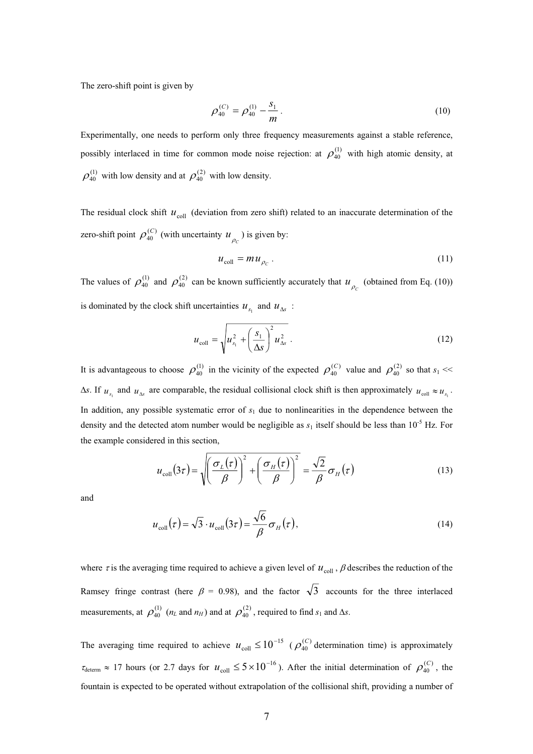The zero-shift point is given by

$$\rho_{40}^{(C)} = \rho_{40}^{(1)} - \frac{s_1}{m} \, . \tag{10}$$

Experimentally, one needs to perform only three frequency measurements against a stable reference, possibly interlaced in time for common mode noise rejection: at $\rho_{40}^{(1)}$ with high atomic density, at $\rho_{40}^{(1)}$ with low density and at $\rho_{40}^{(2)}$ with low density.

The residual clock shift $u_{\text{coll}}$ (deviation from zero shift) related to an inaccurate determination of the zero-shift point $\rho_{40}^{(C)}$ (with uncertainty $u_{\rho_C}$) is given by:

$$u_{\text{coll}} = m u_{\rho_C} \, . \tag{11}$$

The values of $\rho_{40}^{(1)}$ and $\rho_{40}^{(2)}$ can be known sufficiently accurately that $u_{\rho_C}$ (obtained from Eq. (10)) is dominated by the clock shift uncertainties $u_{s_1}$ and $u_{\Delta s}$ :

$$u_{\text{coll}} = \sqrt{u_{s_1}^2 + \left(\frac{s_1}{\Delta s}\right)^2 u_{\Delta s}^2} \, . \tag{12}$$

It is advantageous to choose $\rho_{40}^{(1)}$ in the vicinity of the expected $\rho_{40}^{(C)}$ value and $\rho_{40}^{(2)}$ so that $s_1 << \Delta s$. If $u_{s_1}$ and $u_{\Delta s}$ are comparable, the residual collisional clock shift is then approximately $u_{\text{coll}} \approx u_{s_1}$. In addition, any possible systematic error of $s_1$ due to nonlinearities in the dependence between the density and the detected atom number would be negligible as $s_1$ itself should be less than $10^{-5}$ Hz. For the example considered in this section,

$$u_{\text{coll}}(3\tau) = \sqrt{\left(\frac{\sigma_L(\tau)}{\beta}\right)^2 + \left(\frac{\sigma_H(\tau)}{\beta}\right)^2} = \frac{\sqrt{2}}{\beta}\sigma_H(\tau) \tag{13}$$

and

$$u_{\text{coll}}(\tau) = \sqrt{3} \cdot u_{\text{coll}}(3\tau) = \frac{\sqrt{6}}{\beta}\sigma_H(\tau), \tag{14}$$

where $\tau$ is the averaging time required to achieve a given level of $u_{\text{coll}}$, $\beta$ describes the reduction of the Ramsey fringe contrast (here $\beta$ = 0.98), and the factor $\sqrt{3}$ accounts for the three interlaced measurements, at $\rho_{40}^{(1)}$ ($n_L$ and $n_H$) and at $\rho_{40}^{(2)}$, required to find $s_1$ and $\Delta s$.

The averaging time required to achieve $u_{\text{coll}} \leq 10^{-15}$ ($\rho_{40}^{(C)}$ determination time) is approximately $\tau_{\text{determ}} \approx$ 17 hours (or 2.7 days for $u_{\text{coll}} \leq 5\times10^{-16}$). After the initial determination of $\rho_{40}^{(C)}$, the fountain is expected to be operated without extrapolation of the collisional shift, providing a number of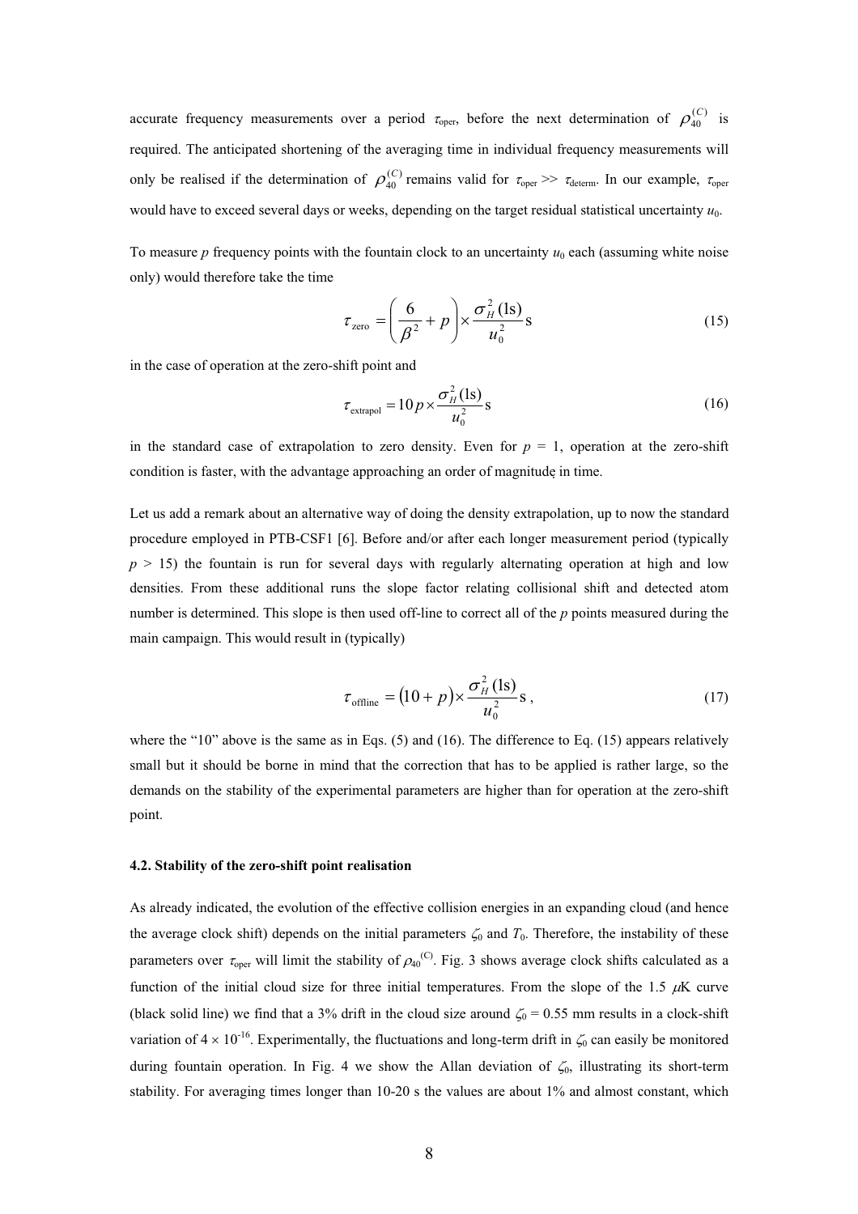accurate frequency measurements over a period $\tau_{\text{oper}}$, before the next determination of $\rho_{40}^{(C)}$ is required. The anticipated shortening of the averaging time in individual frequency measurements will only be realised if the determination of $\rho_{40}^{(C)}$ remains valid for $\tau_{\text{oper}} >> \tau_{\text{determ}}$. In our example, $\tau_{\text{oper}}$ would have to exceed several days or weeks, depending on the target residual statistical uncertainty $u_0$.

To measure $p$ frequency points with the fountain clock to an uncertainty $u_0$ each (assuming white noise only) would therefore take the time

$$\tau_{\text{zero}} = \left( \frac{6}{\beta^2} + p \right) \times \frac{\sigma_H^2(1\text{s})}{u_0^2} \text{s} \tag{15}$$

in the case of operation at the zero-shift point and

$$\tau_{\text{extrapol}} = 10\, p \times \frac{\sigma_H^2(1\text{s})}{u_0^2} \text{s} \tag{16}$$

in the standard case of extrapolation to zero density. Even for $p$ = 1, operation at the zero-shift condition is faster, with the advantage approaching an order of magnitude in time.

Let us add a remark about an alternative way of doing the density extrapolation, up to now the standard procedure employed in PTB-CSF1 [6]. Before and/or after each longer measurement period (typically $p$ > 15) the fountain is run for several days with regularly alternating operation at high and low densities. From these additional runs the slope factor relating collisional shift and detected atom number is determined. This slope is then used off-line to correct all of the $p$ points measured during the main campaign. This would result in (typically)

$$\tau_{\text{offline}} = (10 + p) \times \frac{\sigma_H^2(1\text{s})}{u_0^2} \text{s}\,, \tag{17}$$

where the "10" above is the same as in Eqs. (5) and (16). The difference to Eq. (15) appears relatively small but it should be borne in mind that the correction that has to be applied is rather large, so the demands on the stability of the experimental parameters are higher than for operation at the zero-shift point.

#### 4.2. Stability of the zero-shift point realisation

As already indicated, the evolution of the effective collision energies in an expanding cloud (and hence the average clock shift) depends on the initial parameters $\zeta_0$ and $T_0$. Therefore, the instability of these parameters over $\tau_{\text{oper}}$ will limit the stability of $\rho_{40}^{(C)}$. Fig. 3 shows average clock shifts calculated as a function of the initial cloud size for three initial temperatures. From the slope of the 1.5 $\mu$K curve (black solid line) we find that a 3% drift in the cloud size around $\zeta_0$ = 0.55 mm results in a clock-shift variation of $4 \times 10^{-16}$. Experimentally, the fluctuations and long-term drift in $\zeta_0$ can easily be monitored during fountain operation. In Fig. 4 we show the Allan deviation of $\zeta_0$, illustrating its short-term stability. For averaging times longer than 10-20 s the values are about 1% and almost constant, which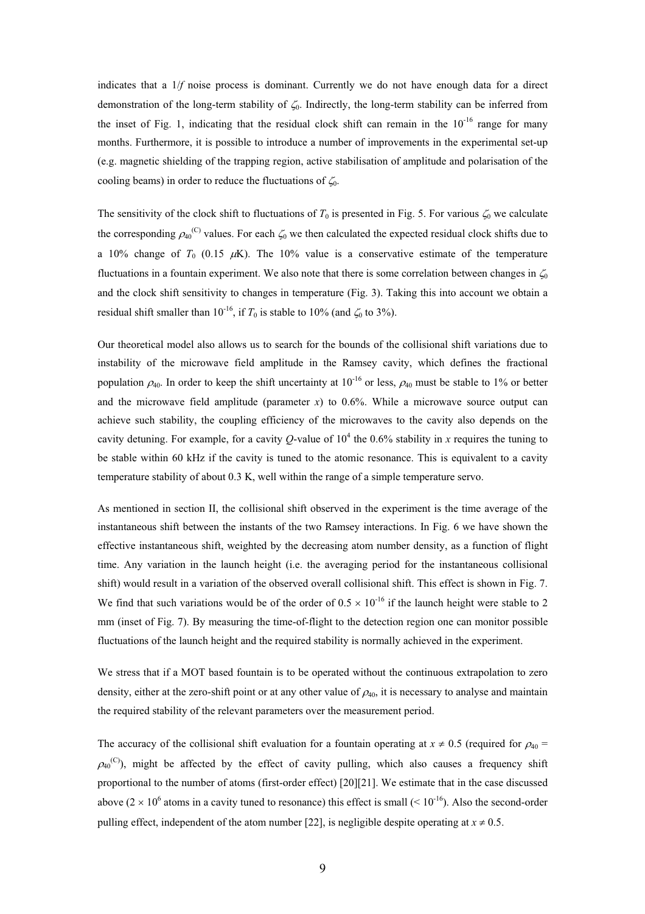indicates that a $1/f$ noise process is dominant. Currently we do not have enough data for a direct demonstration of the long-term stability of $\zeta_0$. Indirectly, the long-term stability can be inferred from the inset of Fig. 1, indicating that the residual clock shift can remain in the $10^{-16}$ range for many months. Furthermore, it is possible to introduce a number of improvements in the experimental set-up (e.g. magnetic shielding of the trapping region, active stabilisation of amplitude and polarisation of the cooling beams) in order to reduce the fluctuations of $\zeta_0$.

The sensitivity of the clock shift to fluctuations of $T_0$ is presented in Fig. 5. For various $\zeta_0$ we calculate the corresponding $\rho_{40}^{(C)}$ values. For each $\zeta_0$ we then calculated the expected residual clock shifts due to a 10% change of $T_0$ (0.15 $\mu$K). The 10% value is a conservative estimate of the temperature fluctuations in a fountain experiment. We also note that there is some correlation between changes in $\zeta_0$ and the clock shift sensitivity to changes in temperature (Fig. 3). Taking this into account we obtain a residual shift smaller than $10^{-16}$, if $T_0$ is stable to 10% (and $\zeta_0$ to 3%).

Our theoretical model also allows us to search for the bounds of the collisional shift variations due to instability of the microwave field amplitude in the Ramsey cavity, which defines the fractional population $\rho_{40}$. In order to keep the shift uncertainty at $10^{-16}$ or less, $\rho_{40}$ must be stable to 1% or better and the microwave field amplitude (parameter $x$) to 0.6%. While a microwave source output can achieve such stability, the coupling efficiency of the microwaves to the cavity also depends on the cavity detuning. For example, for a cavity $Q$-value of $10^4$ the 0.6% stability in $x$ requires the tuning to be stable within 60 kHz if the cavity is tuned to the atomic resonance. This is equivalent to a cavity temperature stability of about 0.3 K, well within the range of a simple temperature servo.

As mentioned in section II, the collisional shift observed in the experiment is the time average of the instantaneous shift between the instants of the two Ramsey interactions. In Fig. 6 we have shown the effective instantaneous shift, weighted by the decreasing atom number density, as a function of flight time. Any variation in the launch height (i.e. the averaging period for the instantaneous collisional shift) would result in a variation of the observed overall collisional shift. This effect is shown in Fig. 7. We find that such variations would be of the order of $0.5 \times 10^{-16}$ if the launch height were stable to 2 mm (inset of Fig. 7). By measuring the time-of-flight to the detection region one can monitor possible fluctuations of the launch height and the required stability is normally achieved in the experiment.

We stress that if a MOT based fountain is to be operated without the continuous extrapolation to zero density, either at the zero-shift point or at any other value of $\rho_{40}$, it is necessary to analyse and maintain the required stability of the relevant parameters over the measurement period.

The accuracy of the collisional shift evaluation for a fountain operating at $x \neq 0.5$ (required for $\rho_{40} = \rho_{40}^{(C)}$), might be affected by the effect of cavity pulling, which also causes a frequency shift proportional to the number of atoms (first-order effect) [20][21]. We estimate that in the case discussed above ($2 \times 10^6$ atoms in a cavity tuned to resonance) this effect is small ($< 10^{-16}$). Also the second-order pulling effect, independent of the atom number [22], is negligible despite operating at $x \neq 0.5$.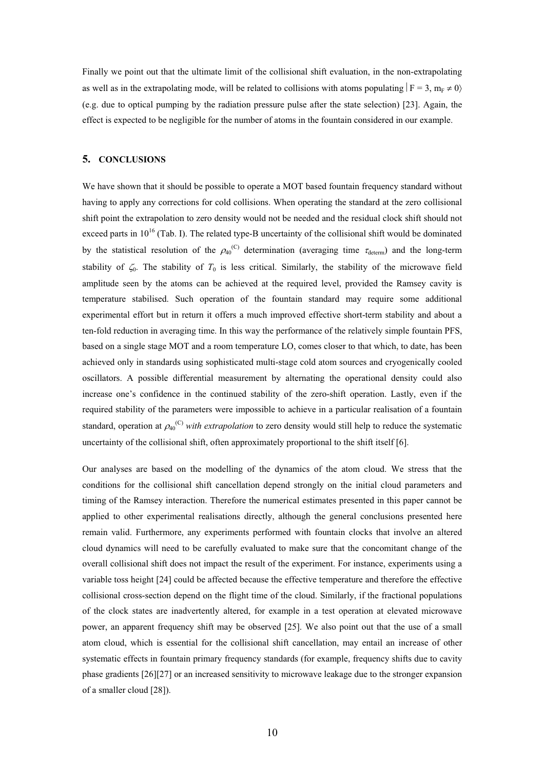Finally we point out that the ultimate limit of the collisional shift evaluation, in the non-extrapolating as well as in the extrapolating mode, will be related to collisions with atoms populating $|F = 3, m_F \neq 0\rangle$ (e.g. due to optical pumping by the radiation pressure pulse after the state selection) [23]. Again, the effect is expected to be negligible for the number of atoms in the fountain considered in our example.

## 5. CONCLUSIONS

We have shown that it should be possible to operate a MOT based fountain frequency standard without having to apply any corrections for cold collisions. When operating the standard at the zero collisional shift point the extrapolation to zero density would not be needed and the residual clock shift should not exceed parts in $10^{16}$ (Tab. I). The related type-B uncertainty of the collisional shift would be dominated by the statistical resolution of the $\rho_{40}^{(C)}$ determination (averaging time $\tau_{\text{determ}}$) and the long-term stability of $\zeta_0$. The stability of $T_0$ is less critical. Similarly, the stability of the microwave field amplitude seen by the atoms can be achieved at the required level, provided the Ramsey cavity is temperature stabilised. Such operation of the fountain standard may require some additional experimental effort but in return it offers a much improved effective short-term stability and about a ten-fold reduction in averaging time. In this way the performance of the relatively simple fountain PFS, based on a single stage MOT and a room temperature LO, comes closer to that which, to date, has been achieved only in standards using sophisticated multi-stage cold atom sources and cryogenically cooled oscillators. A possible differential measurement by alternating the operational density could also increase one's confidence in the continued stability of the zero-shift operation. Lastly, even if the required stability of the parameters were impossible to achieve in a particular realisation of a fountain standard, operation at $\rho_{40}^{(C)}$ *with extrapolation* to zero density would still help to reduce the systematic uncertainty of the collisional shift, often approximately proportional to the shift itself [6].

Our analyses are based on the modelling of the dynamics of the atom cloud. We stress that the conditions for the collisional shift cancellation depend strongly on the initial cloud parameters and timing of the Ramsey interaction. Therefore the numerical estimates presented in this paper cannot be applied to other experimental realisations directly, although the general conclusions presented here remain valid. Furthermore, any experiments performed with fountain clocks that involve an altered cloud dynamics will need to be carefully evaluated to make sure that the concomitant change of the overall collisional shift does not impact the result of the experiment. For instance, experiments using a variable toss height [24] could be affected because the effective temperature and therefore the effective collisional cross-section depend on the flight time of the cloud. Similarly, if the fractional populations of the clock states are inadvertently altered, for example in a test operation at elevated microwave power, an apparent frequency shift may be observed [25]. We also point out that the use of a small atom cloud, which is essential for the collisional shift cancellation, may entail an increase of other systematic effects in fountain primary frequency standards (for example, frequency shifts due to cavity phase gradients [26][27] or an increased sensitivity to microwave leakage due to the stronger expansion of a smaller cloud [28]).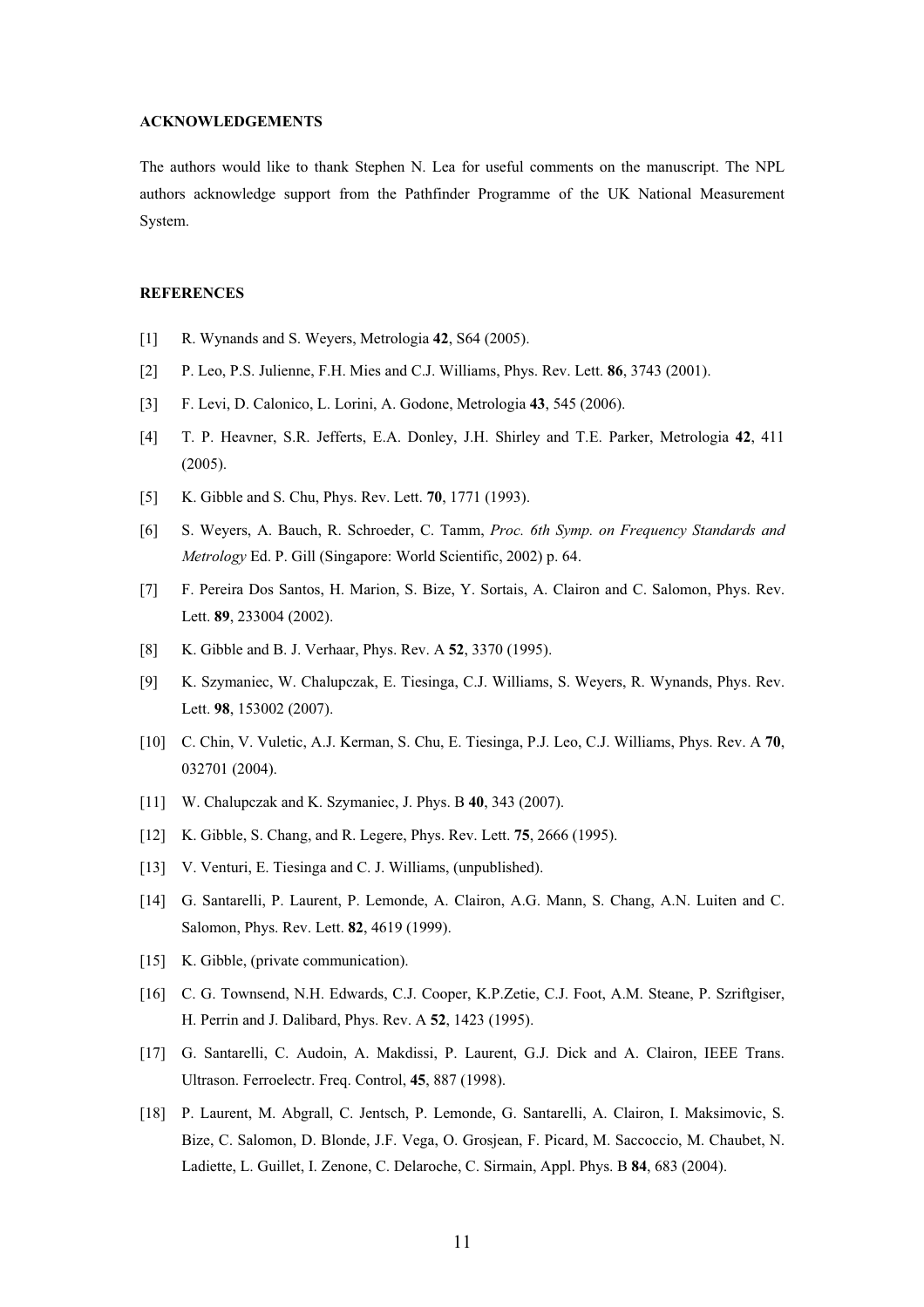**ACKNOWLEDGEMENTS**

The authors would like to thank Stephen N. Lea for useful comments on the manuscript. The NPL authors acknowledge support from the Pathfinder Programme of the UK National Measurement System.

**REFERENCES**

[1] R. Wynands and S. Weyers, Metrologia **42**, S64 (2005).

[2] P. Leo, P.S. Julienne, F.H. Mies and C.J. Williams, Phys. Rev. Lett. **86**, 3743 (2001).

[3] F. Levi, D. Calonico, L. Lorini, A. Godone, Metrologia **43**, 545 (2006).

[4] T. P. Heavner, S.R. Jefferts, E.A. Donley, J.H. Shirley and T.E. Parker, Metrologia **42**, 411 (2005).

[5] K. Gibble and S. Chu, Phys. Rev. Lett. **70**, 1771 (1993).

[6] S. Weyers, A. Bauch, R. Schroeder, C. Tamm, *Proc. 6th Symp. on Frequency Standards and Metrology* Ed. P. Gill (Singapore: World Scientific, 2002) p. 64.

[7] F. Pereira Dos Santos, H. Marion, S. Bize, Y. Sortais, A. Clairon and C. Salomon, Phys. Rev. Lett. **89**, 233004 (2002).

[8] K. Gibble and B. J. Verhaar, Phys. Rev. A **52**, 3370 (1995).

[9] K. Szymaniec, W. Chalupczak, E. Tiesinga, C.J. Williams, S. Weyers, R. Wynands, Phys. Rev. Lett. **98**, 153002 (2007).

[10] C. Chin, V. Vuletic, A.J. Kerman, S. Chu, E. Tiesinga, P.J. Leo, C.J. Williams, Phys. Rev. A **70**, 032701 (2004).

[11] W. Chalupczak and K. Szymaniec, J. Phys. B **40**, 343 (2007).

[12] K. Gibble, S. Chang, and R. Legere, Phys. Rev. Lett. **75**, 2666 (1995).

[13] V. Venturi, E. Tiesinga and C. J. Williams, (unpublished).

[14] G. Santarelli, P. Laurent, P. Lemonde, A. Clairon, A.G. Mann, S. Chang, A.N. Luiten and C. Salomon, Phys. Rev. Lett. **82**, 4619 (1999).

[15] K. Gibble, (private communication).

[16] C. G. Townsend, N.H. Edwards, C.J. Cooper, K.P.Zetie, C.J. Foot, A.M. Steane, P. Szriftgiser, H. Perrin and J. Dalibard, Phys. Rev. A **52**, 1423 (1995).

[17] G. Santarelli, C. Audoin, A. Makdissi, P. Laurent, G.J. Dick and A. Clairon, IEEE Trans. Ultrason. Ferroelectr. Freq. Control, **45**, 887 (1998).

[18] P. Laurent, M. Abgrall, C. Jentsch, P. Lemonde, G. Santarelli, A. Clairon, I. Maksimovic, S. Bize, C. Salomon, D. Blonde, J.F. Vega, O. Grosjean, F. Picard, M. Saccoccio, M. Chaubet, N. Ladiette, L. Guillet, I. Zenone, C. Delaroche, C. Sirmain, Appl. Phys. B **84**, 683 (2004).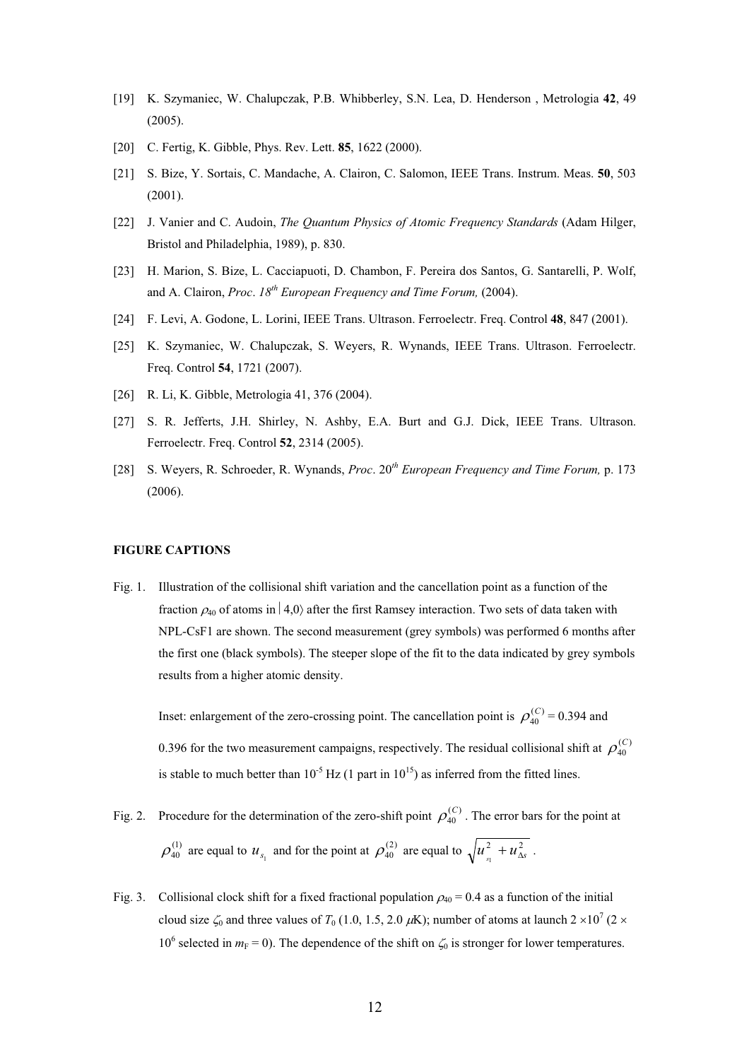[19] K. Szymaniec, W. Chalupczak, P.B. Whibberley, S.N. Lea, D. Henderson , Metrologia **42**, 49 (2005).

[20] C. Fertig, K. Gibble, Phys. Rev. Lett. **85**, 1622 (2000).

[21] S. Bize, Y. Sortais, C. Mandache, A. Clairon, C. Salomon, IEEE Trans. Instrum. Meas. **50**, 503 (2001).

[22] J. Vanier and C. Audoin, *The Quantum Physics of Atomic Frequency Standards* (Adam Hilger, Bristol and Philadelphia, 1989), p. 830.

[23] H. Marion, S. Bize, L. Cacciapuoti, D. Chambon, F. Pereira dos Santos, G. Santarelli, P. Wolf, and A. Clairon, *Proc. 18th European Frequency and Time Forum,* (2004).

[24] F. Levi, A. Godone, L. Lorini, IEEE Trans. Ultrason. Ferroelectr. Freq. Control **48**, 847 (2001).

[25] K. Szymaniec, W. Chalupczak, S. Weyers, R. Wynands, IEEE Trans. Ultrason. Ferroelectr. Freq. Control **54**, 1721 (2007).

[26] R. Li, K. Gibble, Metrologia 41, 376 (2004).

[27] S. R. Jefferts, J.H. Shirley, N. Ashby, E.A. Burt and G.J. Dick, IEEE Trans. Ultrason. Ferroelectr. Freq. Control **52**, 2314 (2005).

[28] S. Weyers, R. Schroeder, R. Wynands, *Proc. 20th European Frequency and Time Forum,* p. 173 (2006).

**FIGURE CAPTIONS**

Fig. 1. Illustration of the collisional shift variation and the cancellation point as a function of the fraction $\rho_{40}$ of atoms in $|4,0\rangle$ after the first Ramsey interaction. Two sets of data taken with NPL-CsF1 are shown. The second measurement (grey symbols) was performed 6 months after the first one (black symbols). The steeper slope of the fit to the data indicated by grey symbols results from a higher atomic density.

Inset: enlargement of the zero-crossing point. The cancellation point is $\rho_{40}^{(C)}$ = 0.394 and 0.396 for the two measurement campaigns, respectively. The residual collisional shift at $\rho_{40}^{(C)}$ is stable to much better than $10^{-5}$ Hz (1 part in $10^{15}$) as inferred from the fitted lines.

Fig. 2. Procedure for the determination of the zero-shift point $\rho_{40}^{(C)}$. The error bars for the point at $\rho_{40}^{(1)}$ are equal to $u_{s_1}$ and for the point at $\rho_{40}^{(2)}$ are equal to $\sqrt{u_{s_1}^2 + u_{\Delta s}^2}$ .

Fig. 3. Collisional clock shift for a fixed fractional population $\rho_{40}$ = 0.4 as a function of the initial cloud size $\zeta_0$ and three values of $T_0$ (1.0, 1.5, 2.0 $\mu$K); number of atoms at launch $2 \times 10^7$ ($2 \times 10^6$ selected in $m_F = 0$). The dependence of the shift on $\zeta_0$ is stronger for lower temperatures.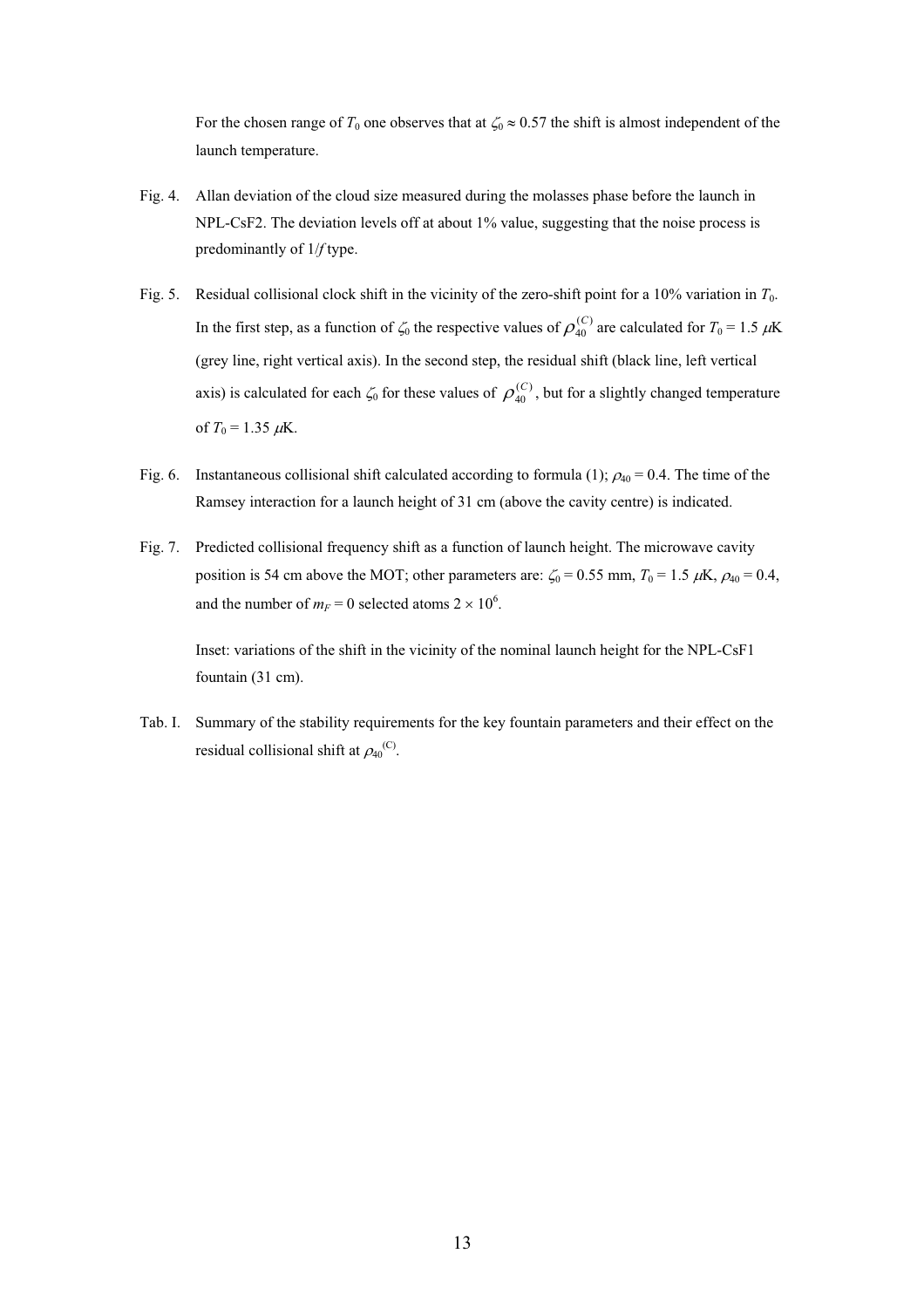For the chosen range of $T_0$ one observes that at $\zeta_0 \approx 0.57$ the shift is almost independent of the launch temperature.

Fig. 4. Allan deviation of the cloud size measured during the molasses phase before the launch in NPL-CsF2. The deviation levels off at about 1% value, suggesting that the noise process is predominantly of $1/f$ type.

Fig. 5. Residual collisional clock shift in the vicinity of the zero-shift point for a 10% variation in $T_0$. In the first step, as a function of $\zeta_0$ the respective values of $\rho_{40}^{(C)}$ are calculated for $T_0 = 1.5$ $\mu$K (grey line, right vertical axis). In the second step, the residual shift (black line, left vertical axis) is calculated for each $\zeta_0$ for these values of $\rho_{40}^{(C)}$, but for a slightly changed temperature of $T_0 = 1.35$ $\mu$K.

Fig. 6. Instantaneous collisional shift calculated according to formula (1); $\rho_{40} = 0.4$. The time of the Ramsey interaction for a launch height of 31 cm (above the cavity centre) is indicated.

Fig. 7. Predicted collisional frequency shift as a function of launch height. The microwave cavity position is 54 cm above the MOT; other parameters are: $\zeta_0 = 0.55$ mm, $T_0 = 1.5$ $\mu$K, $\rho_{40} = 0.4$, and the number of $m_F = 0$ selected atoms $2 \times 10^6$.

Inset: variations of the shift in the vicinity of the nominal launch height for the NPL-CsF1 fountain (31 cm).

Tab. I. Summary of the stability requirements for the key fountain parameters and their effect on the residual collisional shift at $\rho_{40}^{(C)}$.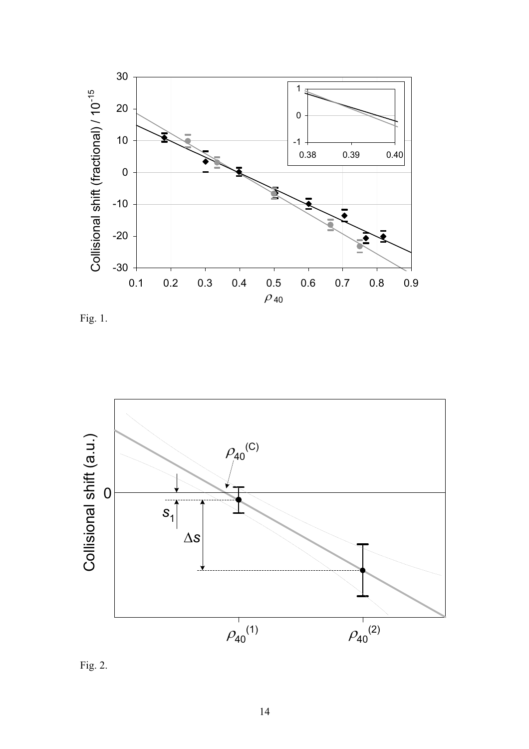Fig. 1.

Fig. 2.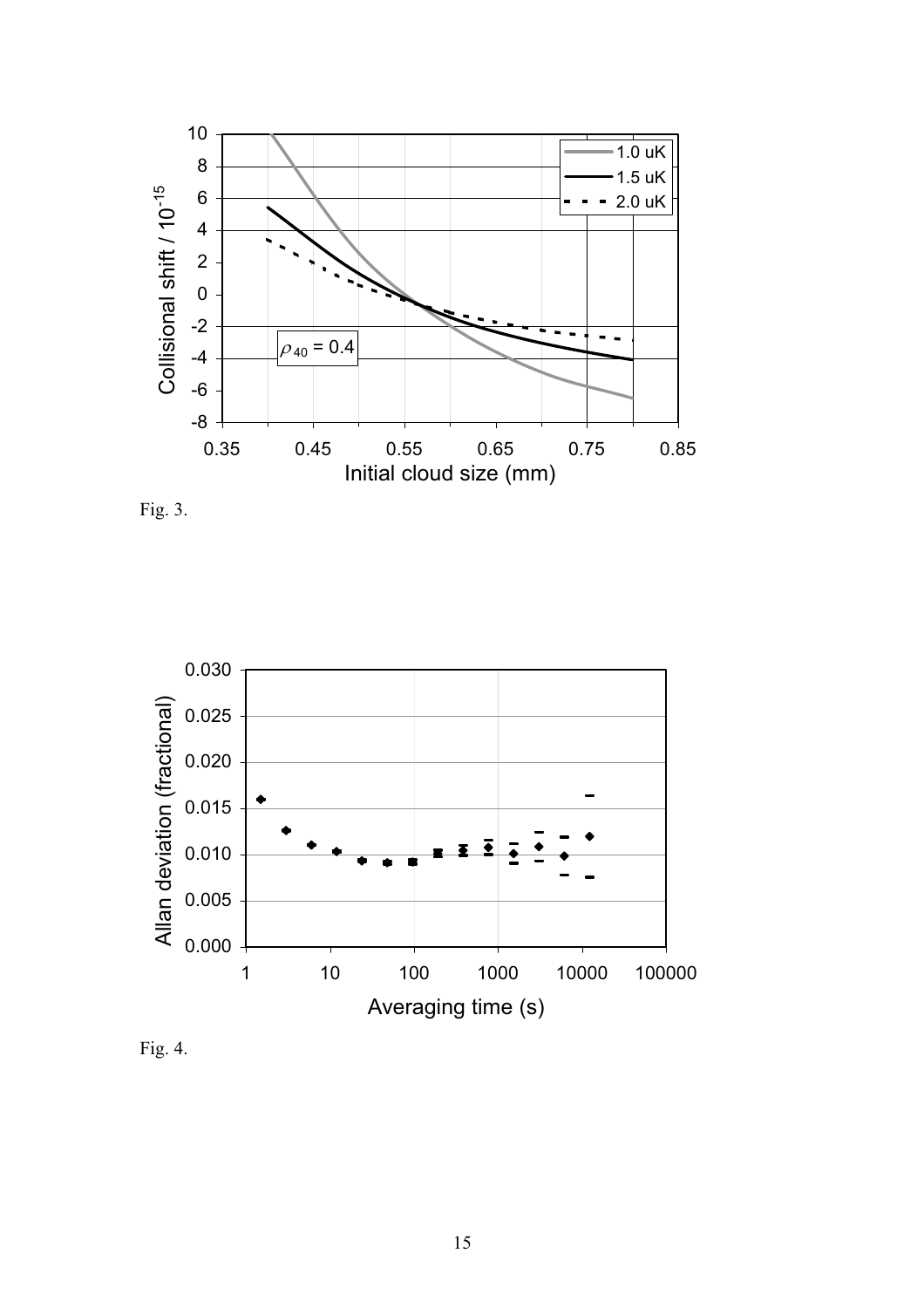Fig. 3.

Fig. 4.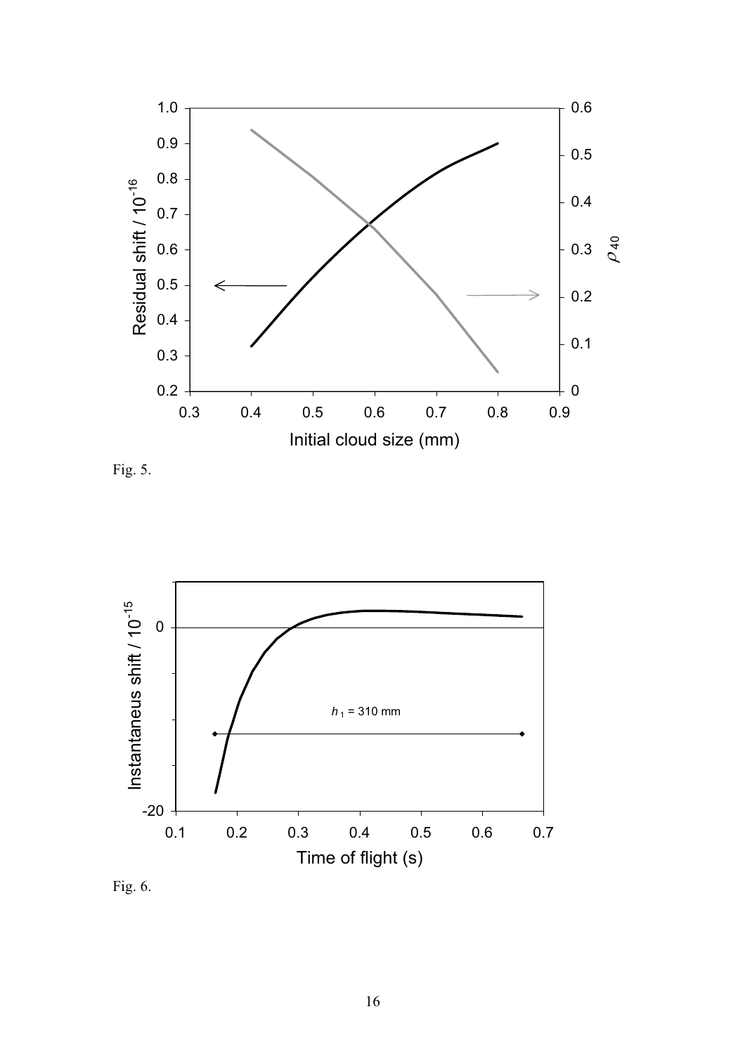Fig. 5.

Fig. 6.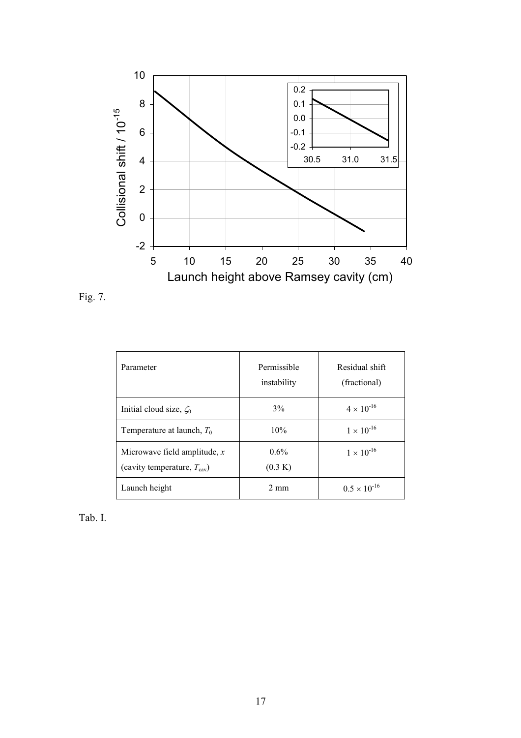Collisional shift / $10^{-15}$

10
8
6
4
2
0
-2

5 10 15 20 25 30 35 40

Launch height above Ramsey cavity (cm)

0.2
0.1
0.0
-0.1
-0.2

30.5 31.0 31.5

Fig. 7.

| Parameter | Permissible instability | Residual shift (fractional) |
|---|---|---|
| Initial cloud size, $\zeta_0$ | 3% | $4 \times 10^{-16}$ |
| Temperature at launch, $T_0$ | 10% | $1 \times 10^{-16}$ |
| Microwave field amplitude, $x$ (cavity temperature, $T_{\mathrm{cav}}$) | 0.6% (0.3 K) | $1 \times 10^{-16}$ |
| Launch height | 2 mm | $0.5 \times 10^{-16}$ |

Tab. I.